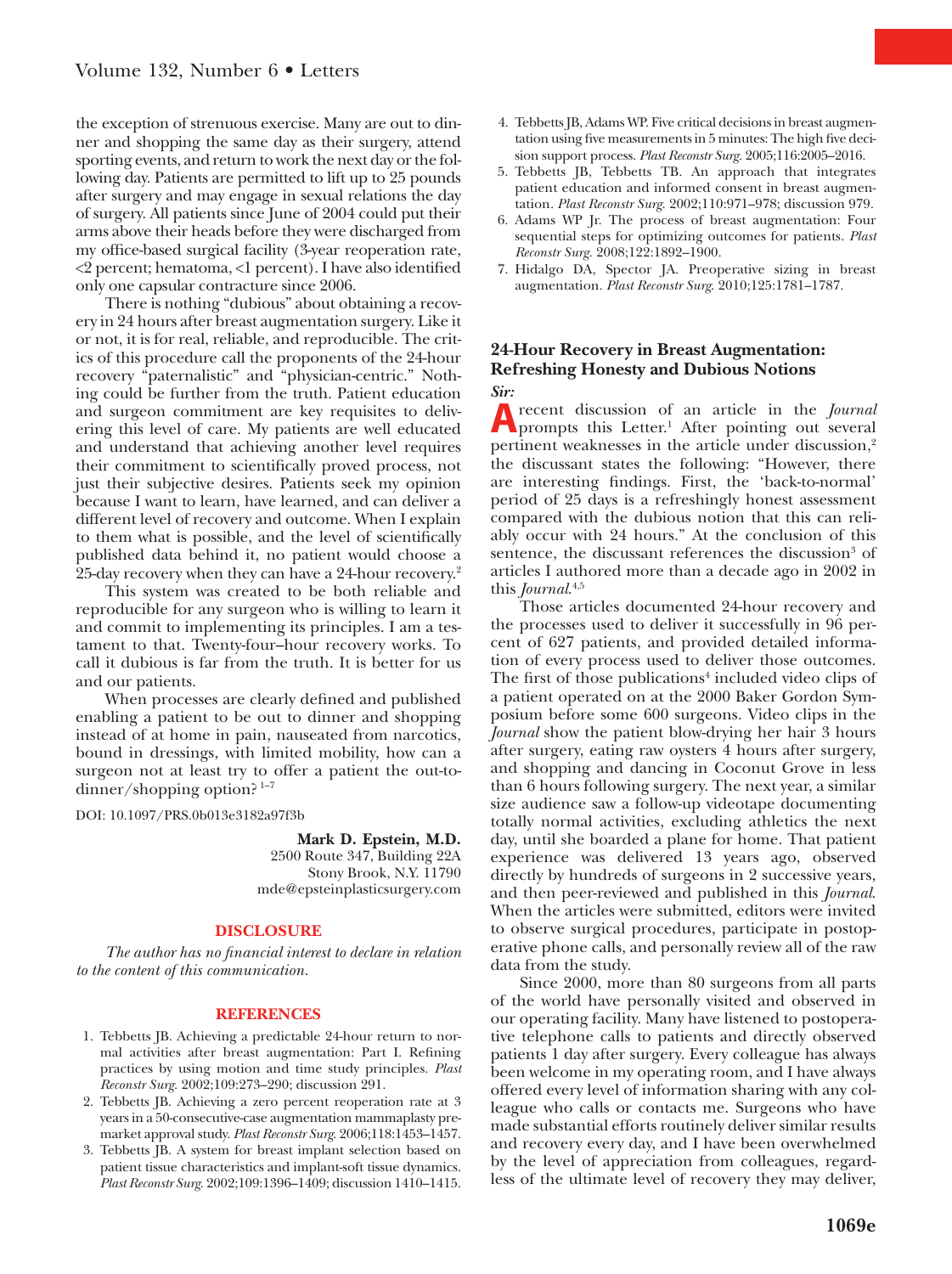the exception of strenuous exercise. Many are out to dinner and shopping the same day as their surgery, attend sporting events, and return to work the next day or the following day. Patients are permitted to lift up to 25 pounds after surgery and may engage in sexual relations the day of surgery. All patients since June of 2004 could put their arms above their heads before they were discharged from my office-based surgical facility (3-year reoperation rate, <2 percent; hematoma, <1 percent). I have also identified only one capsular contracture since 2006.

There is nothing "dubious" about obtaining a recovery in 24 hours after breast augmentation surgery. Like it or not, it is for real, reliable, and reproducible. The critics of this procedure call the proponents of the 24-hour recovery "paternalistic" and "physician-centric." Nothing could be further from the truth. Patient education and surgeon commitment are key requisites to delivering this level of care. My patients are well educated and understand that achieving another level requires their commitment to scientifically proved process, not just their subjective desires. Patients seek my opinion because I want to learn, have learned, and can deliver a different level of recovery and outcome. When I explain to them what is possible, and the level of scientifically published data behind it, no patient would choose a 25-day recovery when they can have a 24-hour recovery.[2]

This system was created to be both reliable and reproducible for any surgeon who is willing to learn it and commit to implementing its principles. I am a testament to that. Twenty-four–hour recovery works. To call it dubious is far from the truth. It is better for us and our patients.

When processes are clearly defined and published enabling a patient to be out to dinner and shopping instead of at home in pain, nauseated from narcotics, bound in dressings, with limited mobility, how can a surgeon not at least try to offer a patient the out-to-dinner/shopping option?[1–7]

DOI: 10.1097/PRS.0b013e3182a97f3b

**Mark D. Epstein, M.D.**
2500 Route 347, Building 22A
Stony Brook, N.Y. 11790
mde@epsteinplasticsurgery.com

## DISCLOSURE

*The author has no financial interest to declare in relation to the content of this communication.*

## REFERENCES

1. Tebbetts JB. Achieving a predictable 24-hour return to normal activities after breast augmentation: Part I. Refining practices by using motion and time study principles. *Plast Reconstr Surg.* 2002;109:273–290; discussion 291.
2. Tebbetts JB. Achieving a zero percent reoperation rate at 3 years in a 50-consecutive-case augmentation mammaplasty premarket approval study. *Plast Reconstr Surg.* 2006;118:1453–1457.
3. Tebbetts JB. A system for breast implant selection based on patient tissue characteristics and implant-soft tissue dynamics. *Plast Reconstr Surg.* 2002;109:1396–1409; discussion 1410–1415.
4. Tebbetts JB, Adams WP. Five critical decisions in breast augmentation using five measurements in 5 minutes: The high five decision support process. *Plast Reconstr Surg.* 2005;116:2005–2016.
5. Tebbetts JB, Tebbetts TB. An approach that integrates patient education and informed consent in breast augmentation. *Plast Reconstr Surg.* 2002;110:971–978; discussion 979.
6. Adams WP Jr. The process of breast augmentation: Four sequential steps for optimizing outcomes for patients. *Plast Reconstr Surg.* 2008;122:1892–1900.
7. Hidalgo DA, Spector JA. Preoperative sizing in breast augmentation. *Plast Reconstr Surg.* 2010;125:1781–1787.

## 24-Hour Recovery in Breast Augmentation: Refreshing Honesty and Dubious Notions

***Sir:***

A recent discussion of an article in the *Journal* prompts this Letter.[1] After pointing out several pertinent weaknesses in the article under discussion,[2] the discussant states the following: "However, there are interesting findings. First, the 'back-to-normal' period of 25 days is a refreshingly honest assessment compared with the dubious notion that this can reliably occur with 24 hours." At the conclusion of this sentence, the discussant references the discussion[3] of articles I authored more than a decade ago in 2002 in this *Journal*.[4,5]

Those articles documented 24-hour recovery and the processes used to deliver it successfully in 96 percent of 627 patients, and provided detailed information of every process used to deliver those outcomes. The first of those publications[4] included video clips of a patient operated on at the 2000 Baker Gordon Symposium before some 600 surgeons. Video clips in the *Journal* show the patient blow-drying her hair 3 hours after surgery, eating raw oysters 4 hours after surgery, and shopping and dancing in Coconut Grove in less than 6 hours following surgery. The next year, a similar size audience saw a follow-up videotape documenting totally normal activities, excluding athletics the next day, until she boarded a plane for home. That patient experience was delivered 13 years ago, observed directly by hundreds of surgeons in 2 successive years, and then peer-reviewed and published in this *Journal*. When the articles were submitted, editors were invited to observe surgical procedures, participate in postoperative phone calls, and personally review all of the raw data from the study.

Since 2000, more than 80 surgeons from all parts of the world have personally visited and observed in our operating facility. Many have listened to postoperative telephone calls to patients and directly observed patients 1 day after surgery. Every colleague has always been welcome in my operating room, and I have always offered every level of information sharing with any colleague who calls or contacts me. Surgeons who have made substantial efforts routinely deliver similar results and recovery every day, and I have been overwhelmed by the level of appreciation from colleagues, regardless of the ultimate level of recovery they may deliver,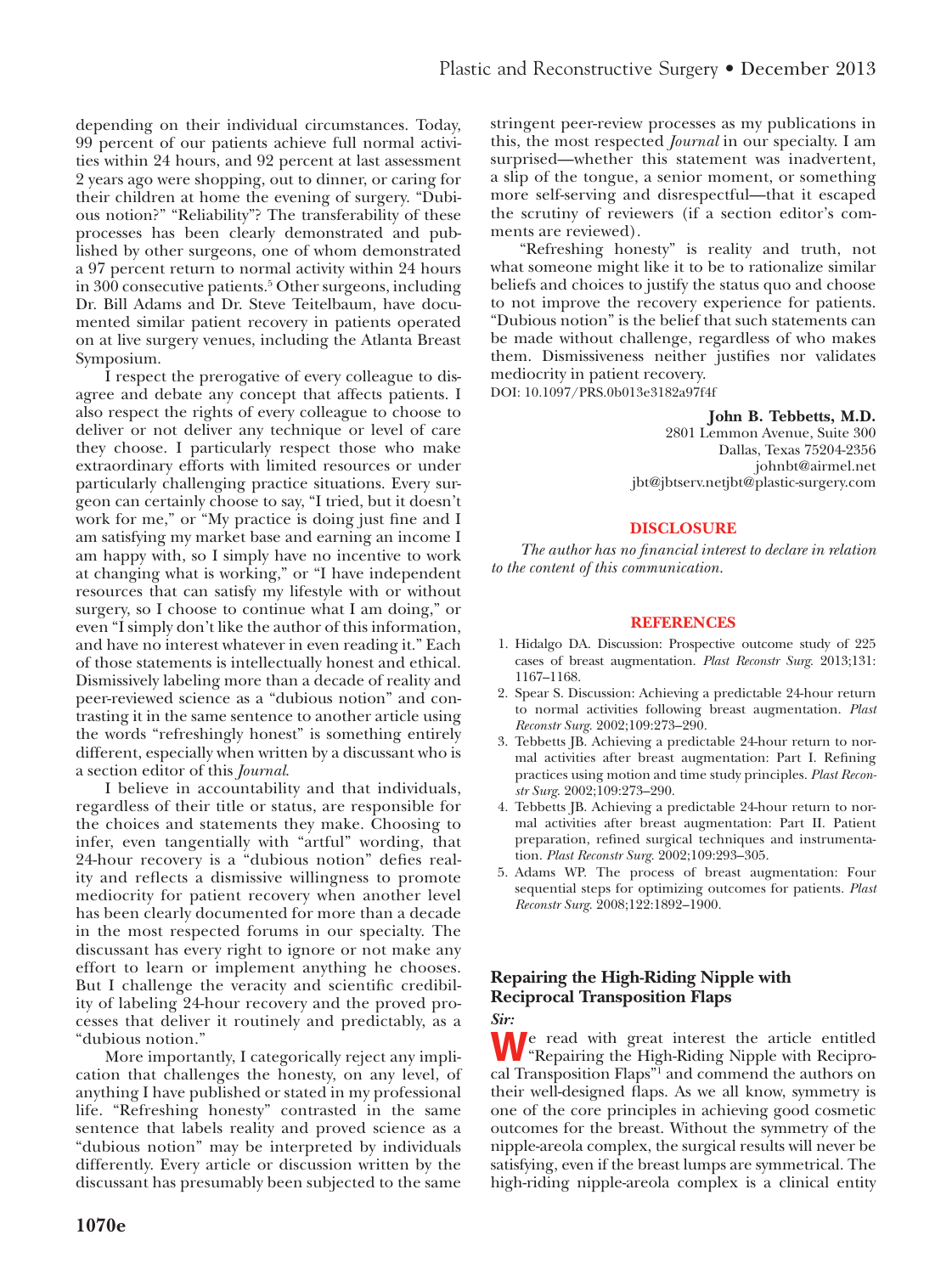depending on their individual circumstances. Today, 99 percent of our patients achieve full normal activities within 24 hours, and 92 percent at last assessment 2 years ago were shopping, out to dinner, or caring for their children at home the evening of surgery. "Dubious notion?" "Reliability"? The transferability of these processes has been clearly demonstrated and published by other surgeons, one of whom demonstrated a 97 percent return to normal activity within 24 hours in 300 consecutive patients.[5] Other surgeons, including Dr. Bill Adams and Dr. Steve Teitelbaum, have documented similar patient recovery in patients operated on at live surgery venues, including the Atlanta Breast Symposium.

I respect the prerogative of every colleague to disagree and debate any concept that affects patients. I also respect the rights of every colleague to choose to deliver or not deliver any technique or level of care they choose. I particularly respect those who make extraordinary efforts with limited resources or under particularly challenging practice situations. Every surgeon can certainly choose to say, "I tried, but it doesn't work for me," or "My practice is doing just fine and I am satisfying my market base and earning an income I am happy with, so I simply have no incentive to work at changing what is working," or "I have independent resources that can satisfy my lifestyle with or without surgery, so I choose to continue what I am doing," or even "I simply don't like the author of this information, and have no interest whatever in even reading it." Each of those statements is intellectually honest and ethical. Dismissively labeling more than a decade of reality and peer-reviewed science as a "dubious notion" and contrasting it in the same sentence to another article using the words "refreshingly honest" is something entirely different, especially when written by a discussant who is a section editor of this *Journal*.

I believe in accountability and that individuals, regardless of their title or status, are responsible for the choices and statements they make. Choosing to infer, even tangentially with "artful" wording, that 24-hour recovery is a "dubious notion" defies reality and reflects a dismissive willingness to promote mediocrity for patient recovery when another level has been clearly documented for more than a decade in the most respected forums in our specialty. The discussant has every right to ignore or not make any effort to learn or implement anything he chooses. But I challenge the veracity and scientific credibility of labeling 24-hour recovery and the proved processes that deliver it routinely and predictably, as a "dubious notion."

More importantly, I categorically reject any implication that challenges the honesty, on any level, of anything I have published or stated in my professional life. "Refreshing honesty" contrasted in the same sentence that labels reality and proved science as a "dubious notion" may be interpreted by individuals differently. Every article or discussion written by the discussant has presumably been subjected to the same stringent peer-review processes as my publications in this, the most respected *Journal* in our specialty. I am surprised—whether this statement was inadvertent, a slip of the tongue, a senior moment, or something more self-serving and disrespectful—that it escaped the scrutiny of reviewers (if a section editor's comments are reviewed).

"Refreshing honesty" is reality and truth, not what someone might like it to be to rationalize similar beliefs and choices to justify the status quo and choose to not improve the recovery experience for patients. "Dubious notion" is the belief that such statements can be made without challenge, regardless of who makes them. Dismissiveness neither justifies nor validates mediocrity in patient recovery.

DOI: 10.1097/PRS.0b013e3182a97f4f

**John B. Tebbetts, M.D.**
2801 Lemmon Avenue, Suite 300
Dallas, Texas 75204-2356
johnbt@airmel.net
jbt@jbtserv.netjbt@plastic-surgery.com

## DISCLOSURE

*The author has no financial interest to declare in relation to the content of this communication.*

## REFERENCES

1. Hidalgo DA. Discussion: Prospective outcome study of 225 cases of breast augmentation. *Plast Reconstr Surg.* 2013;131:1167–1168.
2. Spear S. Discussion: Achieving a predictable 24-hour return to normal activities following breast augmentation. *Plast Reconstr Surg.* 2002;109:273–290.
3. Tebbetts JB. Achieving a predictable 24-hour return to normal activities after breast augmentation: Part I. Refining practices using motion and time study principles. *Plast Reconstr Surg.* 2002;109:273–290.
4. Tebbetts JB. Achieving a predictable 24-hour return to normal activities after breast augmentation: Part II. Patient preparation, refined surgical techniques and instrumentation. *Plast Reconstr Surg.* 2002;109:293–305.
5. Adams WP. The process of breast augmentation: Four sequential steps for optimizing outcomes for patients. *Plast Reconstr Surg.* 2008;122:1892–1900.

## Repairing the High-Riding Nipple with Reciprocal Transposition Flaps

***Sir:***

We read with great interest the article entitled "Repairing the High-Riding Nipple with Reciprocal Transposition Flaps"[1] and commend the authors on their well-designed flaps. As we all know, symmetry is one of the core principles in achieving good cosmetic outcomes for the breast. Without the symmetry of the nipple-areola complex, the surgical results will never be satisfying, even if the breast lumps are symmetrical. The high-riding nipple-areola complex is a clinical entity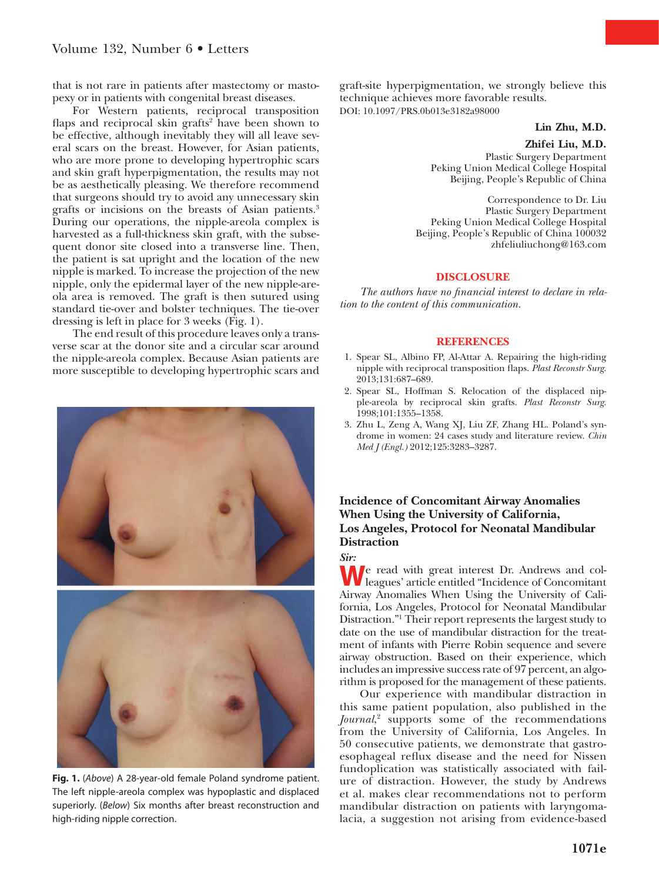that is not rare in patients after mastectomy or mastopexy or in patients with congenital breast diseases.

For Western patients, reciprocal transposition flaps and reciprocal skin grafts[2] have been shown to be effective, although inevitably they will all leave several scars on the breast. However, for Asian patients, who are more prone to developing hypertrophic scars and skin graft hyperpigmentation, the results may not be as aesthetically pleasing. We therefore recommend that surgeons should try to avoid any unnecessary skin grafts or incisions on the breasts of Asian patients.[3] During our operations, the nipple-areola complex is harvested as a full-thickness skin graft, with the subsequent donor site closed into a transverse line. Then, the patient is sat upright and the location of the new nipple is marked. To increase the projection of the new nipple, only the epidermal layer of the new nipple-areola area is removed. The graft is then sutured using standard tie-over and bolster techniques. The tie-over dressing is left in place for 3 weeks (Fig. 1).

The end result of this procedure leaves only a transverse scar at the donor site and a circular scar around the nipple-areola complex. Because Asian patients are more susceptible to developing hypertrophic scars and graft-site hyperpigmentation, we strongly believe this technique achieves more favorable results.

DOI: 10.1097/PRS.0b013e3182a98000

**Lin Zhu, M.D.**

**Zhifei Liu, M.D.**
Plastic Surgery Department
Peking Union Medical College Hospital
Beijing, People's Republic of China

Correspondence to Dr. Liu
Plastic Surgery Department
Peking Union Medical College Hospital
Beijing, People's Republic of China 100032
zhfeliuliuchong@163.com

**Fig. 1.** (*Above*) A 28-year-old female Poland syndrome patient. The left nipple-areola complex was hypoplastic and displaced superiorly. (*Below*) Six months after breast reconstruction and high-riding nipple correction.

## DISCLOSURE

*The authors have no financial interest to declare in relation to the content of this communication.*

## REFERENCES

1. Spear SL, Albino FP, Al-Attar A. Repairing the high-riding nipple with reciprocal transposition flaps. *Plast Reconstr Surg.* 2013;131:687–689.
2. Spear SL, Hoffman S. Relocation of the displaced nipple-areola by reciprocal skin grafts. *Plast Reconstr Surg.* 1998;101:1355–1358.
3. Zhu L, Zeng A, Wang XJ, Liu ZF, Zhang HL. Poland's syndrome in women: 24 cases study and literature review. *Chin Med J (Engl.)* 2012;125:3283–3287.

## Incidence of Concomitant Airway Anomalies When Using the University of California, Los Angeles, Protocol for Neonatal Mandibular Distraction

***Sir:***

We read with great interest Dr. Andrews and colleagues' article entitled "Incidence of Concomitant Airway Anomalies When Using the University of California, Los Angeles, Protocol for Neonatal Mandibular Distraction."[1] Their report represents the largest study to date on the use of mandibular distraction for the treatment of infants with Pierre Robin sequence and severe airway obstruction. Based on their experience, which includes an impressive success rate of 97 percent, an algorithm is proposed for the management of these patients.

Our experience with mandibular distraction in this same patient population, also published in the *Journal*,[2] supports some of the recommendations from the University of California, Los Angeles. In 50 consecutive patients, we demonstrate that gastroesophageal reflux disease and the need for Nissen fundoplication was statistically associated with failure of distraction. However, the study by Andrews et al. makes clear recommendations not to perform mandibular distraction on patients with laryngomalacia, a suggestion not arising from evidence-based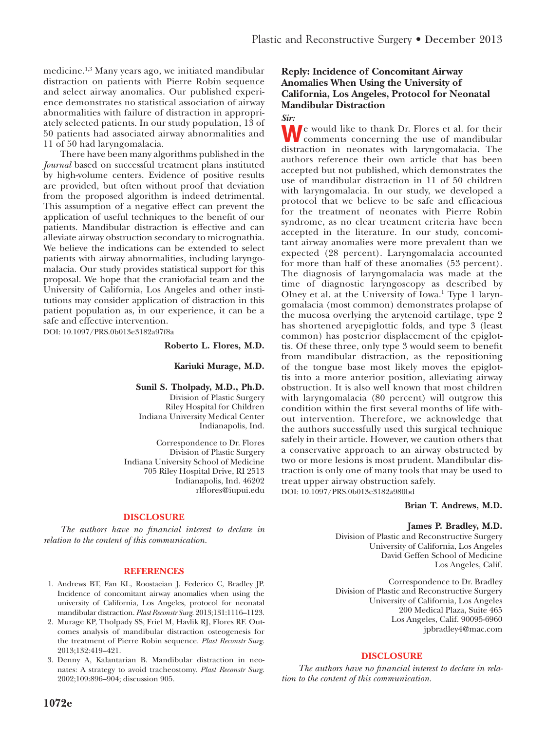medicine.[1,3] Many years ago, we initiated mandibular distraction on patients with Pierre Robin sequence and select airway anomalies. Our published experience demonstrates no statistical association of airway abnormalities with failure of distraction in appropriately selected patients. In our study population, 13 of 50 patients had associated airway abnormalities and 11 of 50 had laryngomalacia.

There have been many algorithms published in the *Journal* based on successful treatment plans instituted by high-volume centers. Evidence of positive results are provided, but often without proof that deviation from the proposed algorithm is indeed detrimental. This assumption of a negative effect can prevent the application of useful techniques to the benefit of our patients. Mandibular distraction is effective and can alleviate airway obstruction secondary to micrognathia. We believe the indications can be extended to select patients with airway abnormalities, including laryngomalacia. Our study provides statistical support for this proposal. We hope that the craniofacial team and the University of California, Los Angeles and other institutions may consider application of distraction in this patient population as, in our experience, it can be a safe and effective intervention.

DOI: 10.1097/PRS.0b013e3182a97f8a

**Roberto L. Flores, M.D.**

**Kariuki Murage, M.D.**

**Sunil S. Tholpady, M.D., Ph.D.**
Division of Plastic Surgery
Riley Hospital for Children
Indiana University Medical Center
Indianapolis, Ind.

Correspondence to Dr. Flores
Division of Plastic Surgery
Indiana University School of Medicine
705 Riley Hospital Drive, RI 2513
Indianapolis, Ind. 46202
rlflores@iupui.edu

## DISCLOSURE

*The authors have no financial interest to declare in relation to the content of this communication.*

## REFERENCES

1. Andrews BT, Fan KL, Roostaeian J, Federico C, Bradley JP. Incidence of concomitant airway anomalies when using the university of California, Los Angeles, protocol for neonatal mandibular distraction. *Plast Reconstr Surg.* 2013;131:1116–1123.
2. Murage KP, Tholpady SS, Friel M, Havlik RJ, Flores RF. Outcomes analysis of mandibular distraction osteogenesis for the treatment of Pierre Robin sequence. *Plast Reconstr Surg.* 2013;132:419–421.
3. Denny A, Kalantarian B. Mandibular distraction in neonates: A strategy to avoid tracheostomy. *Plast Reconstr Surg.* 2002;109:896–904; discussion 905.

## Reply: Incidence of Concomitant Airway Anomalies When Using the University of California, Los Angeles, Protocol for Neonatal Mandibular Distraction

***Sir:***

We would like to thank Dr. Flores et al. for their comments concerning the use of mandibular distraction in neonates with laryngomalacia. The authors reference their own article that has been accepted but not published, which demonstrates the use of mandibular distraction in 11 of 50 children with laryngomalacia. In our study, we developed a protocol that we believe to be safe and efficacious for the treatment of neonates with Pierre Robin syndrome, as no clear treatment criteria have been accepted in the literature. In our study, concomitant airway anomalies were more prevalent than we expected (28 percent). Laryngomalacia accounted for more than half of these anomalies (53 percent). The diagnosis of laryngomalacia was made at the time of diagnostic laryngoscopy as described by Olney et al. at the University of Iowa.[1] Type 1 laryngomalacia (most common) demonstrates prolapse of the mucosa overlying the arytenoid cartilage, type 2 has shortened aryepiglottic folds, and type 3 (least common) has posterior displacement of the epiglottis. Of these three, only type 3 would seem to benefit from mandibular distraction, as the repositioning of the tongue base most likely moves the epiglottis into a more anterior position, alleviating airway obstruction. It is also well known that most children with laryngomalacia (80 percent) will outgrow this condition within the first several months of life without intervention. Therefore, we acknowledge that the authors successfully used this surgical technique safely in their article. However, we caution others that a conservative approach to an airway obstructed by two or more lesions is most prudent. Mandibular distraction is only one of many tools that may be used to treat upper airway obstruction safely.

DOI: 10.1097/PRS.0b013e3182a980bd

**Brian T. Andrews, M.D.**

**James P. Bradley, M.D.**
Division of Plastic and Reconstructive Surgery
University of California, Los Angeles
David Geffen School of Medicine
Los Angeles, Calif.

Correspondence to Dr. Bradley
Division of Plastic and Reconstructive Surgery
University of California, Los Angeles
200 Medical Plaza, Suite 465
Los Angeles, Calif. 90095-6960
jpbradley4@mac.com

## DISCLOSURE

*The authors have no financial interest to declare in relation to the content of this communication.*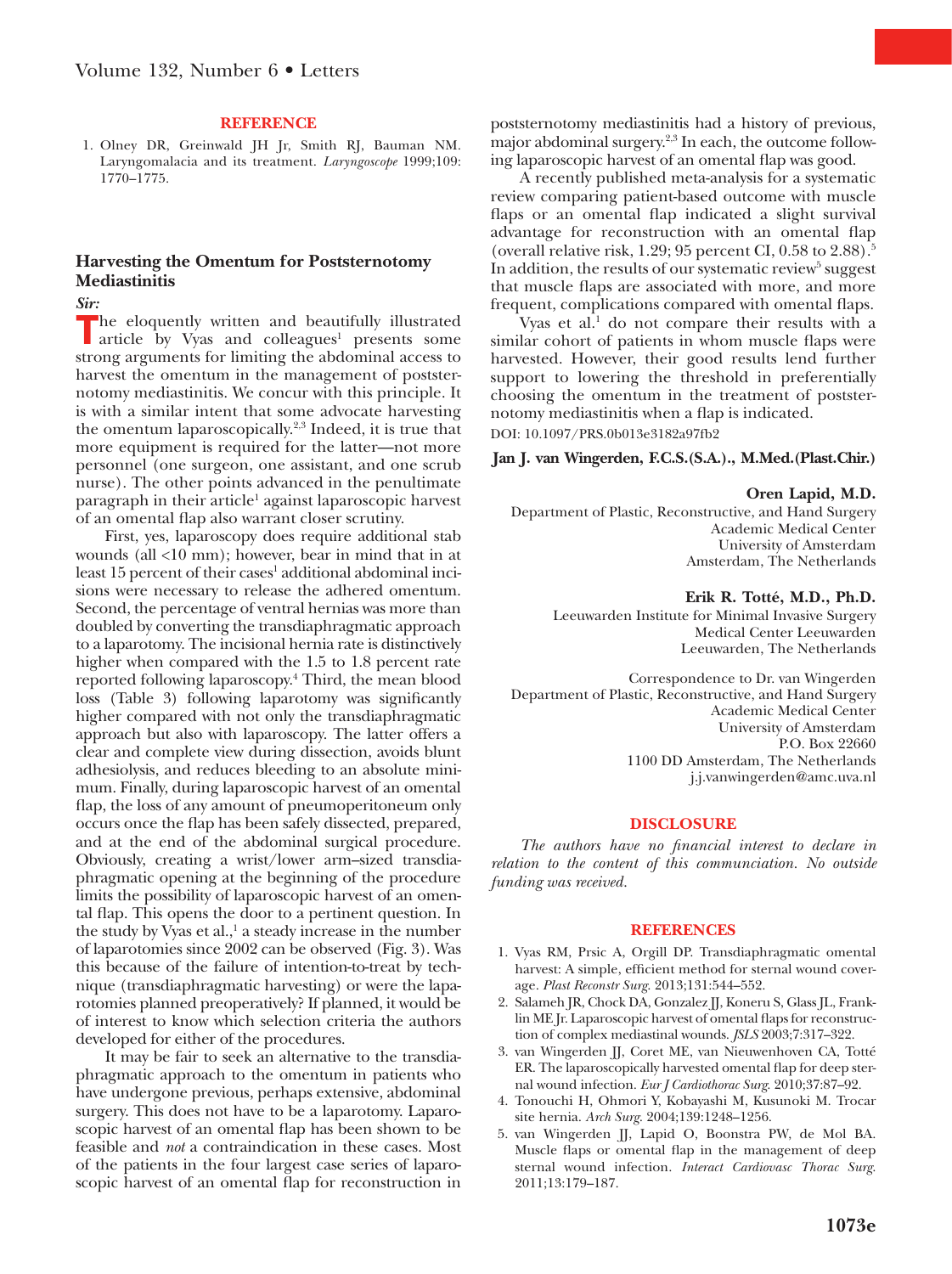## REFERENCE

1. Olney DR, Greinwald JH Jr, Smith RJ, Bauman NM. Laryngomalacia and its treatment. *Laryngoscope* 1999;109: 1770–1775.

## Harvesting the Omentum for Poststernotomy Mediastinitis

***Sir:***

The eloquently written and beautifully illustrated article by Vyas and colleagues[1] presents some strong arguments for limiting the abdominal access to harvest the omentum in the management of poststernotomy mediastinitis. We concur with this principle. It is with a similar intent that some advocate harvesting the omentum laparoscopically.[2,3] Indeed, it is true that more equipment is required for the latter—not more personnel (one surgeon, one assistant, and one scrub nurse). The other points advanced in the penultimate paragraph in their article[1] against laparoscopic harvest of an omental flap also warrant closer scrutiny.

First, yes, laparoscopy does require additional stab wounds (all <10 mm); however, bear in mind that in at least 15 percent of their cases[1] additional abdominal incisions were necessary to release the adhered omentum. Second, the percentage of ventral hernias was more than doubled by converting the transdiaphragmatic approach to a laparotomy. The incisional hernia rate is distinctively higher when compared with the 1.5 to 1.8 percent rate reported following laparoscopy.[4] Third, the mean blood loss (Table 3) following laparotomy was significantly higher compared with not only the transdiaphragmatic approach but also with laparoscopy. The latter offers a clear and complete view during dissection, avoids blunt adhesiolysis, and reduces bleeding to an absolute minimum. Finally, during laparoscopic harvest of an omental flap, the loss of any amount of pneumoperitoneum only occurs once the flap has been safely dissected, prepared, and at the end of the abdominal surgical procedure. Obviously, creating a wrist/lower arm–sized transdiaphragmatic opening at the beginning of the procedure limits the possibility of laparoscopic harvest of an omental flap. This opens the door to a pertinent question. In the study by Vyas et al.,[1] a steady increase in the number of laparotomies since 2002 can be observed (Fig. 3). Was this because of the failure of intention-to-treat by technique (transdiaphragmatic harvesting) or were the laparotomies planned preoperatively? If planned, it would be of interest to know which selection criteria the authors developed for either of the procedures.

It may be fair to seek an alternative to the transdiaphragmatic approach to the omentum in patients who have undergone previous, perhaps extensive, abdominal surgery. This does not have to be a laparotomy. Laparoscopic harvest of an omental flap has been shown to be feasible and *not* a contraindication in these cases. Most of the patients in the four largest case series of laparoscopic harvest of an omental flap for reconstruction in poststernotomy mediastinitis had a history of previous, major abdominal surgery.[2,3] In each, the outcome following laparoscopic harvest of an omental flap was good.

A recently published meta-analysis for a systematic review comparing patient-based outcome with muscle flaps or an omental flap indicated a slight survival advantage for reconstruction with an omental flap (overall relative risk, 1.29; 95 percent CI, 0.58 to 2.88).[5] In addition, the results of our systematic review[5] suggest that muscle flaps are associated with more, and more frequent, complications compared with omental flaps.

Vyas et al.[1] do not compare their results with a similar cohort of patients in whom muscle flaps were harvested. However, their good results lend further support to lowering the threshold in preferentially choosing the omentum in the treatment of poststernotomy mediastinitis when a flap is indicated.

DOI: 10.1097/PRS.0b013e3182a97fb2

**Jan J. van Wingerden, F.C.S.(S.A.), M.Med.(Plast.Chir.)**

**Oren Lapid, M.D.**
Department of Plastic, Reconstructive, and Hand Surgery
Academic Medical Center
University of Amsterdam
Amsterdam, The Netherlands

**Erik R. Tollé, M.D., Ph.D.**
Leeuwarden Institute for Minimal Invasive Surgery
Medical Center Leeuwarden
Leeuwarden, The Netherlands

Correspondence to Dr. van Wingerden
Department of Plastic, Reconstructive, and Hand Surgery
Academic Medical Center
University of Amsterdam
P.O. Box 22660
1100 DD Amsterdam, The Netherlands
j.j.vanwingerden@amc.uva.nl

## DISCLOSURE

*The authors have no financial interest to declare in relation to the content of this communciation. No outside funding was received.*

## REFERENCES

1. Vyas RM, Prsic A, Orgill DP. Transdiaphragmatic omental harvest: A simple, efficient method for sternal wound coverage. *Plast Reconstr Surg.* 2013;131:544–552.
2. Salameh JR, Chock DA, Gonzalez JJ, Koneru S, Glass JL, Franklin ME Jr. Laparoscopic harvest of omental flaps for reconstruction of complex mediastinal wounds. *JSLS* 2003;7:317–322.
3. van Wingerden JJ, Coret ME, van Nieuwenhoven CA, Totté ER. The laparoscopically harvested omental flap for deep sternal wound infection. *Eur J Cardiothorac Surg.* 2010;37:87–92.
4. Tonouchi H, Ohmori Y, Kobayashi M, Kusunoki M. Trocar site hernia. *Arch Surg.* 2004;139:1248–1256.
5. van Wingerden JJ, Lapid O, Boonstra PW, de Mol BA. Muscle flaps or omental flap in the management of deep sternal wound infection. *Interact Cardiovasc Thorac Surg.* 2011;13:179–187.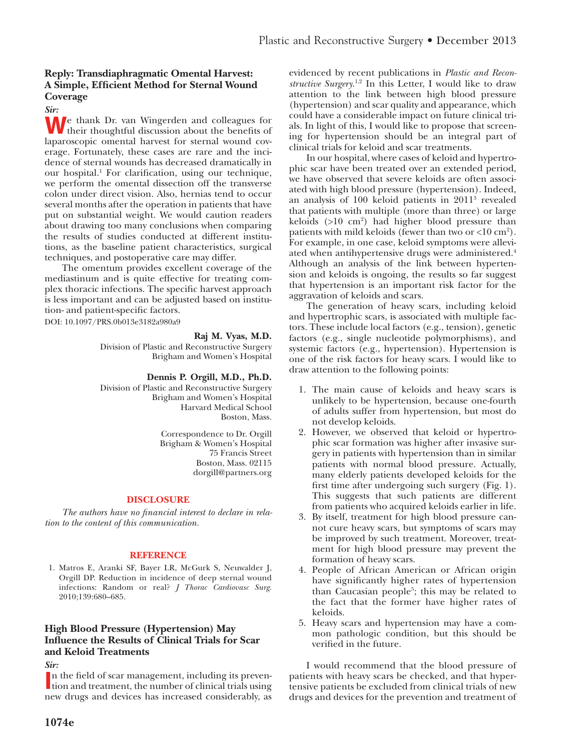## Reply: Transdiaphragmatic Omental Harvest: A Simple, Efficient Method for Sternal Wound Coverage

*Sir:*

We thank Dr. van Wingerden and colleagues for their thoughtful discussion about the benefits of laparoscopic omental harvest for sternal wound coverage. Fortunately, these cases are rare and the incidence of sternal wounds has decreased dramatically in our hospital.[1] For clarification, using our technique, we perform the omental dissection off the transverse colon under direct vision. Also, hernias tend to occur several months after the operation in patients that have put on substantial weight. We would caution readers about drawing too many conclusions when comparing the results of studies conducted at different institutions, as the baseline patient characteristics, surgical techniques, and postoperative care may differ.

The omentum provides excellent coverage of the mediastinum and is quite effective for treating complex thoracic infections. The specific harvest approach is less important and can be adjusted based on institution- and patient-specific factors.

DOI: 10.1097/PRS.0b013e3182a980a9

**Raj M. Vyas, M.D.**
Division of Plastic and Reconstructive Surgery
Brigham and Women's Hospital

**Dennis P. Orgill, M.D., Ph.D.**
Division of Plastic and Reconstructive Surgery
Brigham and Women's Hospital
Harvard Medical School
Boston, Mass.

Correspondence to Dr. Orgill
Brigham & Women's Hospital
75 Francis Street
Boston, Mass. 02115
dorgill@partners.org

### DISCLOSURE

*The authors have no financial interest to declare in relation to the content of this communication.*

### REFERENCE

1. Matros E, Aranki SF, Bayer LR, McGurk S, Neuwalder J, Orgill DP. Reduction in incidence of deep sternal wound infections: Random or real? *J Thorac Cardiovasc Surg.* 2010;139:680–685.

## High Blood Pressure (Hypertension) May Influence the Results of Clinical Trials for Scar and Keloid Treatments

*Sir:*

In the field of scar management, including its prevention and treatment, the number of clinical trials using new drugs and devices has increased considerably, as evidenced by recent publications in *Plastic and Reconstructive Surgery*.[1,2] In this Letter, I would like to draw attention to the link between high blood pressure (hypertension) and scar quality and appearance, which could have a considerable impact on future clinical trials. In light of this, I would like to propose that screening for hypertension should be an integral part of clinical trials for keloid and scar treatments.

In our hospital, where cases of keloid and hypertrophic scar have been treated over an extended period, we have observed that severe keloids are often associated with high blood pressure (hypertension). Indeed, an analysis of 100 keloid patients in 2011[3] revealed that patients with multiple (more than three) or large keloids (>10 cm²) had higher blood pressure than patients with mild keloids (fewer than two or <10 cm²). For example, in one case, keloid symptoms were alleviated when antihypertensive drugs were administered.[4] Although an analysis of the link between hypertension and keloids is ongoing, the results so far suggest that hypertension is an important risk factor for the aggravation of keloids and scars.

The generation of heavy scars, including keloid and hypertrophic scars, is associated with multiple factors. These include local factors (e.g., tension), genetic factors (e.g., single nucleotide polymorphisms), and systemic factors (e.g., hypertension). Hypertension is one of the risk factors for heavy scars. I would like to draw attention to the following points:

1. The main cause of keloids and heavy scars is unlikely to be hypertension, because one-fourth of adults suffer from hypertension, but most do not develop keloids.
2. However, we observed that keloid or hypertrophic scar formation was higher after invasive surgery in patients with hypertension than in similar patients with normal blood pressure. Actually, many elderly patients developed keloids for the first time after undergoing such surgery (Fig. 1). This suggests that such patients are different from patients who acquired keloids earlier in life.
3. By itself, treatment for high blood pressure cannot cure heavy scars, but symptoms of scars may be improved by such treatment. Moreover, treatment for high blood pressure may prevent the formation of heavy scars.
4. People of African American or African origin have significantly higher rates of hypertension than Caucasian people[5]; this may be related to the fact that the former have higher rates of keloids.
5. Heavy scars and hypertension may have a common pathologic condition, but this should be verified in the future.

I would recommend that the blood pressure of patients with heavy scars be checked, and that hypertensive patients be excluded from clinical trials of new drugs and devices for the prevention and treatment of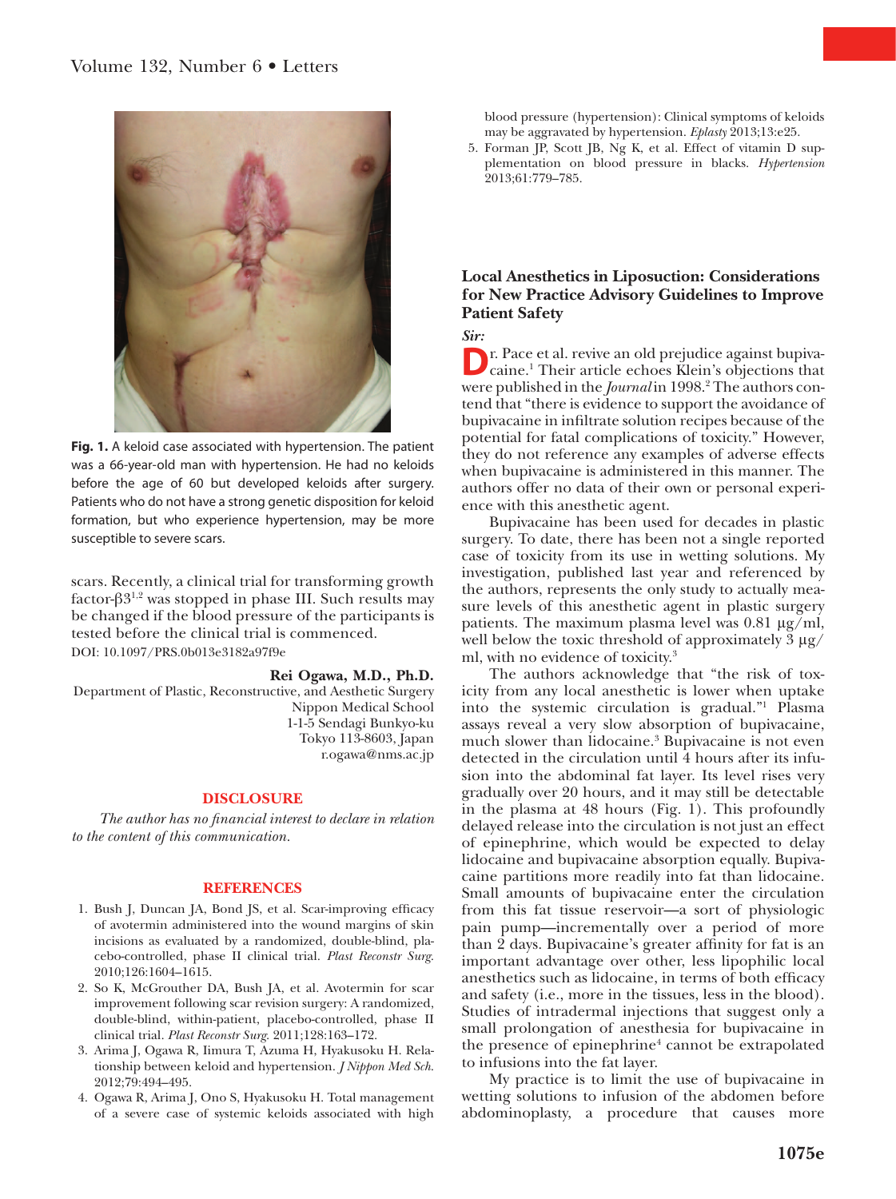Fig. 1. A keloid case associated with hypertension. The patient was a 66-year-old man with hypertension. He had no keloids before the age of 60 but developed keloids after surgery. Patients who do not have a strong genetic disposition for keloid formation, but who experience hypertension, may be more susceptible to severe scars.

scars. Recently, a clinical trial for transforming growth factor-β3[1,2] was stopped in phase III. Such results may be changed if the blood pressure of the participants is tested before the clinical trial is commenced.

DOI: 10.1097/PRS.0b013e3182a97f9e

**Rei Ogawa, M.D., Ph.D.**
Department of Plastic, Reconstructive, and Aesthetic Surgery
Nippon Medical School
1-1-5 Sendagi Bunkyo-ku
Tokyo 113-8603, Japan
r.ogawa@nms.ac.jp

## DISCLOSURE

*The author has no financial interest to declare in relation to the content of this communication.*

## REFERENCES

1. Bush J, Duncan JA, Bond JS, et al. Scar-improving efficacy of avotermin administered into the wound margins of skin incisions as evaluated by a randomized, double-blind, placebo-controlled, phase II clinical trial. *Plast Reconstr Surg.* 2010;126:1604–1615.
2. So K, McGrouther DA, Bush JA, et al. Avotermin for scar improvement following scar revision surgery: A randomized, double-blind, within-patient, placebo-controlled, phase II clinical trial. *Plast Reconstr Surg.* 2011;128:163–172.
3. Arima J, Ogawa R, Iimura T, Azuma H, Hyakusoku H. Relationship between keloid and hypertension. *J Nippon Med Sch.* 2012;79:494–495.
4. Ogawa R, Arima J, Ono S, Hyakusoku H. Total management of a severe case of systemic keloids associated with high blood pressure (hypertension): Clinical symptoms of keloids may be aggravated by hypertension. *Eplasty* 2013;13:e25.
5. Forman JP, Scott JB, Ng K, et al. Effect of vitamin D supplementation on blood pressure in blacks. *Hypertension* 2013;61:779–785.

## Local Anesthetics in Liposuction: Considerations for New Practice Advisory Guidelines to Improve Patient Safety

***Sir:***

Dr. Pace et al. revive an old prejudice against bupivacaine.[1] Their article echoes Klein's objections that were published in the *Journal* in 1998.[2] The authors contend that "there is evidence to support the avoidance of bupivacaine in infiltrate solution recipes because of the potential for fatal complications of toxicity." However, they do not reference any examples of adverse effects when bupivacaine is administered in this manner. The authors offer no data of their own or personal experience with this anesthetic agent.

Bupivacaine has been used for decades in plastic surgery. To date, there has been not a single reported case of toxicity from its use in wetting solutions. My investigation, published last year and referenced by the authors, represents the only study to actually measure levels of this anesthetic agent in plastic surgery patients. The maximum plasma level was 0.81 μg/ml, well below the toxic threshold of approximately 3 μg/ml, with no evidence of toxicity.[3]

The authors acknowledge that "the risk of toxicity from any local anesthetic is lower when uptake into the systemic circulation is gradual."[1] Plasma assays reveal a very slow absorption of bupivacaine, much slower than lidocaine.[3] Bupivacaine is not even detected in the circulation until 4 hours after its infusion into the abdominal fat layer. Its level rises very gradually over 20 hours, and it may still be detectable in the plasma at 48 hours (Fig. 1). This profoundly delayed release into the circulation is not just an effect of epinephrine, which would be expected to delay lidocaine and bupivacaine absorption equally. Bupivacaine partitions more readily into fat than lidocaine. Small amounts of bupivacaine enter the circulation from this fat tissue reservoir—a sort of physiologic pain pump—incrementally over a period of more than 2 days. Bupivacaine's greater affinity for fat is an important advantage over other, less lipophilic local anesthetics such as lidocaine, in terms of both efficacy and safety (i.e., more in the tissues, less in the blood). Studies of intradermal injections that suggest only a small prolongation of anesthesia for bupivacaine in the presence of epinephrine[4] cannot be extrapolated to infusions into the fat layer.

My practice is to limit the use of bupivacaine in wetting solutions to infusion of the abdomen before abdominoplasty, a procedure that causes more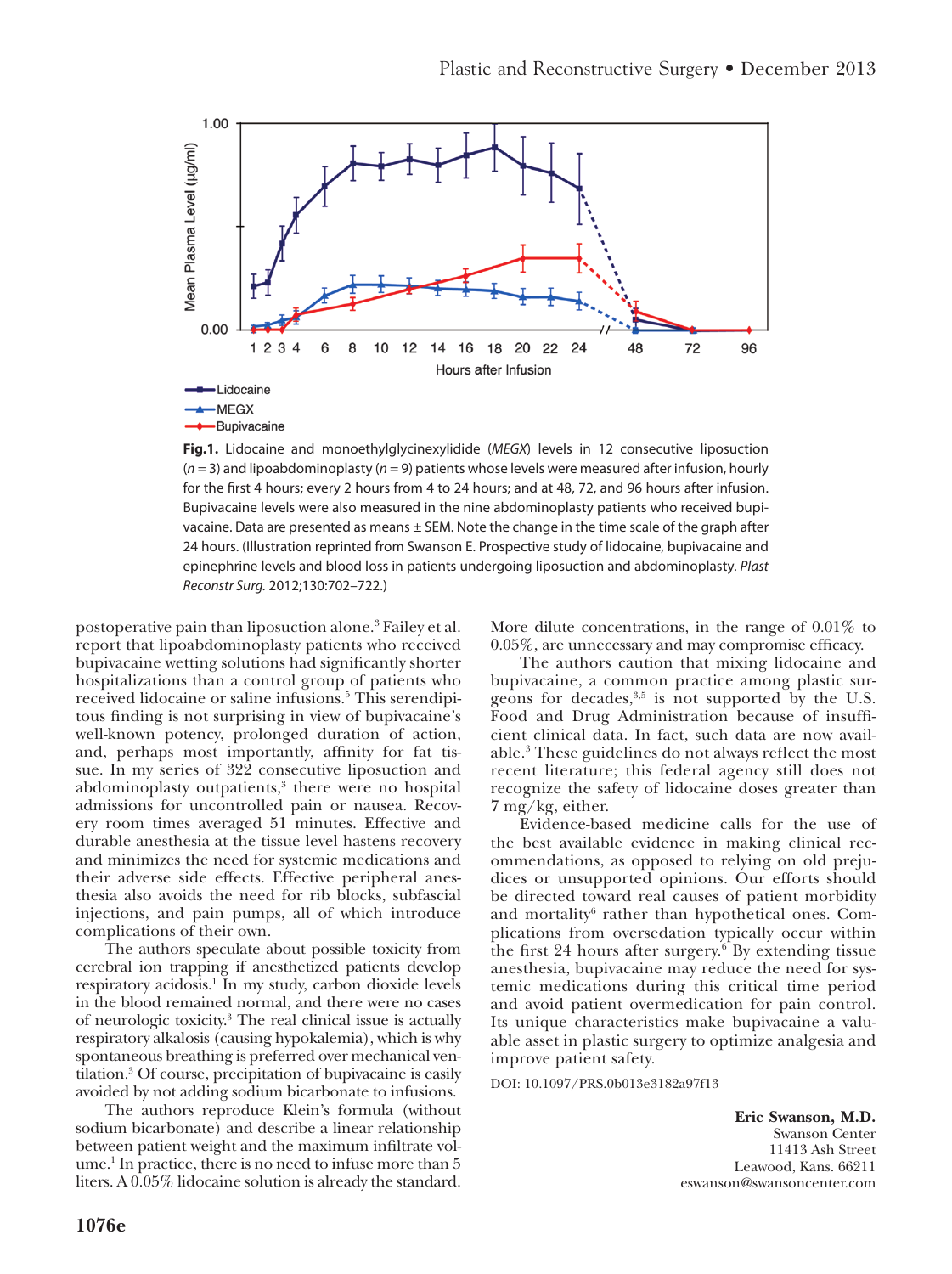**Fig.1.** Lidocaine and monoethylglycinexylidide (*MEGX*) levels in 12 consecutive liposuction ($n = 3$) and lipoabdominoplasty ($n = 9$) patients whose levels were measured after infusion, hourly for the first 4 hours; every 2 hours from 4 to 24 hours; and at 48, 72, and 96 hours after infusion. Bupivacaine levels were also measured in the nine abdominoplasty patients who received bupivacaine. Data are presented as means ± SEM. Note the change in the time scale of the graph after 24 hours. (Illustration reprinted from Swanson E. Prospective study of lidocaine, bupivacaine and epinephrine levels and blood loss in patients undergoing liposuction and abdominoplasty. *Plast Reconstr Surg.* 2012;130:702–722.)

postoperative pain than liposuction alone.[3] Failey et al. report that lipoabdominoplasty patients who received bupivacaine wetting solutions had significantly shorter hospitalizations than a control group of patients who received lidocaine or saline infusions.[5] This serendipitous finding is not surprising in view of bupivacaine's well-known potency, prolonged duration of action, and, perhaps most importantly, affinity for fat tissue. In my series of 322 consecutive liposuction and abdominoplasty outpatients,[3] there were no hospital admissions for uncontrolled pain or nausea. Recovery room times averaged 51 minutes. Effective and durable anesthesia at the tissue level hastens recovery and minimizes the need for systemic medications and their adverse side effects. Effective peripheral anesthesia also avoids the need for rib blocks, subfascial injections, and pain pumps, all of which introduce complications of their own.

The authors speculate about possible toxicity from cerebral ion trapping if anesthetized patients develop respiratory acidosis.[1] In my study, carbon dioxide levels in the blood remained normal, and there were no cases of neurologic toxicity.[3] The real clinical issue is actually respiratory alkalosis (causing hypokalemia), which is why spontaneous breathing is preferred over mechanical ventilation.[3] Of course, precipitation of bupivacaine is easily avoided by not adding sodium bicarbonate to infusions.

The authors reproduce Klein's formula (without sodium bicarbonate) and describe a linear relationship between patient weight and the maximum infiltrate volume.[1] In practice, there is no need to infuse more than 5 liters. A 0.05% lidocaine solution is already the standard. More dilute concentrations, in the range of 0.01% to 0.05%, are unnecessary and may compromise efficacy.

The authors caution that mixing lidocaine and bupivacaine, a common practice among plastic surgeons for decades,[3,5] is not supported by the U.S. Food and Drug Administration because of insufficient clinical data. In fact, such data are now available.[3] These guidelines do not always reflect the most recent literature; this federal agency still does not recognize the safety of lidocaine doses greater than 7 mg/kg, either.

Evidence-based medicine calls for the use of the best available evidence in making clinical recommendations, as opposed to relying on old prejudices or unsupported opinions. Our efforts should be directed toward real causes of patient morbidity and mortality[6] rather than hypothetical ones. Complications from oversedation typically occur within the first 24 hours after surgery.[6] By extending tissue anesthesia, bupivacaine may reduce the need for systemic medications during this critical time period and avoid patient overmedication for pain control. Its unique characteristics make bupivacaine a valuable asset in plastic surgery to optimize analgesia and improve patient safety.

DOI: 10.1097/PRS.0b013e3182a97f13

**Eric Swanson, M.D.**
Swanson Center
11413 Ash Street
Leawood, Kans. 66211
eswanson@swansoncenter.com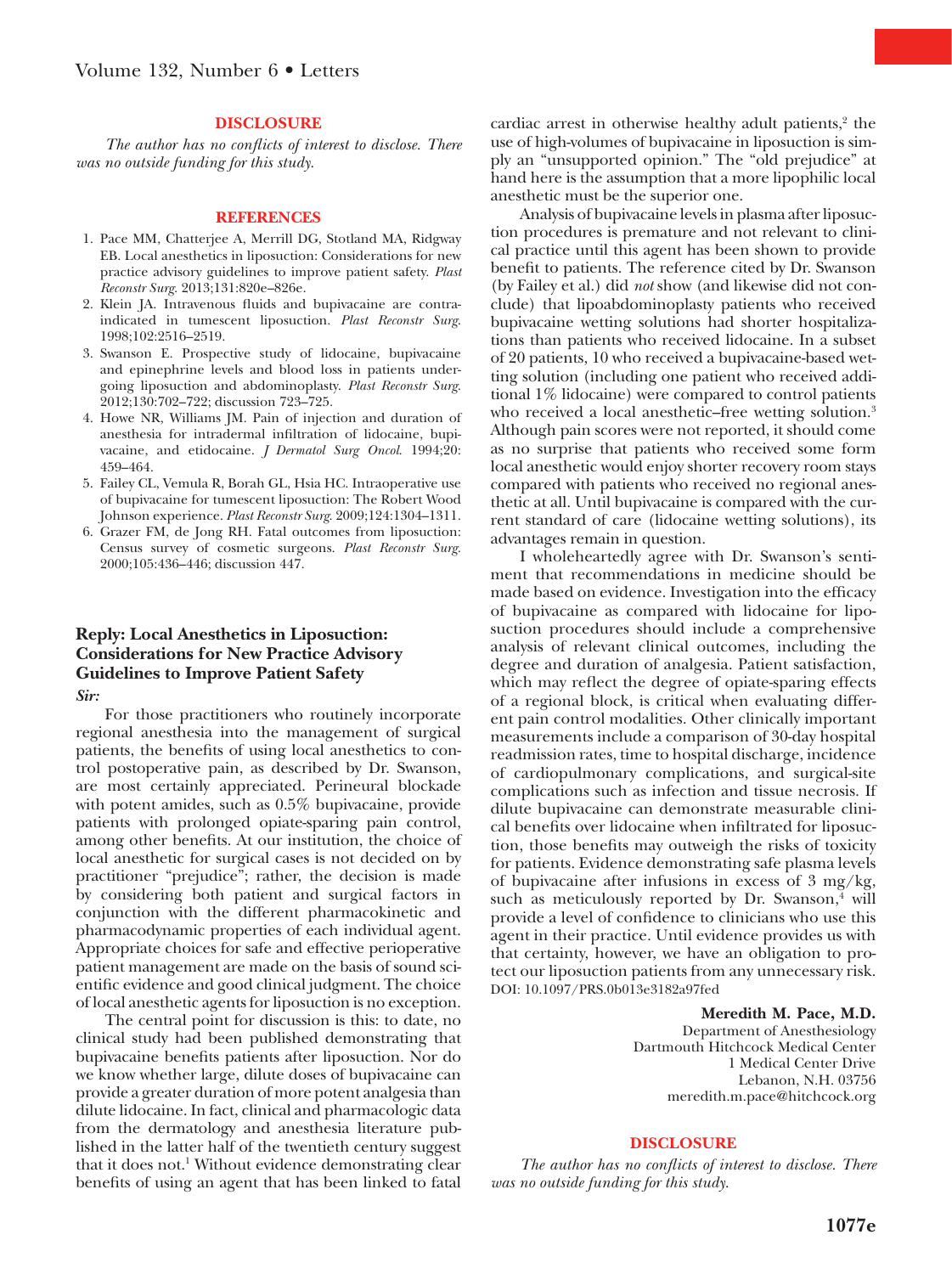## DISCLOSURE

*The author has no conflicts of interest to disclose. There was no outside funding for this study.*

## REFERENCES

1. Pace MM, Chatterjee A, Merrill DG, Stotland MA, Ridgway EB. Local anesthetics in liposuction: Considerations for new practice advisory guidelines to improve patient safety. *Plast Reconstr Surg.* 2013;131:820e–826e.
2. Klein JA. Intravenous fluids and bupivacaine are contraindicated in tumescent liposuction. *Plast Reconstr Surg.* 1998;102:2516–2519.
3. Swanson E. Prospective study of lidocaine, bupivacaine and epinephrine levels and blood loss in patients undergoing liposuction and abdominoplasty. *Plast Reconstr Surg.* 2012;130:702–722; discussion 723–725.
4. Howe NR, Williams JM. Pain of injection and duration of anesthesia for intradermal infiltration of lidocaine, bupivacaine, and etidocaine. *J Dermatol Surg Oncol.* 1994;20:459–464.
5. Failey CL, Vemula R, Borah GL, Hsia HC. Intraoperative use of bupivacaine for tumescent liposuction: The Robert Wood Johnson experience. *Plast Reconstr Surg.* 2009;124:1304–1311.
6. Grazer FM, de Jong RH. Fatal outcomes from liposuction: Census survey of cosmetic surgeons. *Plast Reconstr Surg.* 2000;105:436–446; discussion 447.

## Reply: Local Anesthetics in Liposuction: Considerations for New Practice Advisory Guidelines to Improve Patient Safety

***Sir:***

For those practitioners who routinely incorporate regional anesthesia into the management of surgical patients, the benefits of using local anesthetics to control postoperative pain, as described by Dr. Swanson, are most certainly appreciated. Perineural blockade with potent amides, such as 0.5% bupivacaine, provide patients with prolonged opiate-sparing pain control, among other benefits. At our institution, the choice of local anesthetic for surgical cases is not decided on by practitioner "prejudice"; rather, the decision is made by considering both patient and surgical factors in conjunction with the different pharmacokinetic and pharmacodynamic properties of each individual agent. Appropriate choices for safe and effective perioperative patient management are made on the basis of sound scientific evidence and good clinical judgment. The choice of local anesthetic agents for liposuction is no exception.

The central point for discussion is this: to date, no clinical study had been published demonstrating that bupivacaine benefits patients after liposuction. Nor do we know whether large, dilute doses of bupivacaine can provide a greater duration of more potent analgesia than dilute lidocaine. In fact, clinical and pharmacologic data from the dermatology and anesthesia literature published in the latter half of the twentieth century suggest that it does not.[1] Without evidence demonstrating clear benefits of using an agent that has been linked to fatal cardiac arrest in otherwise healthy adult patients,[2] the use of high-volumes of bupivacaine in liposuction is simply an "unsupported opinion." The "old prejudice" at hand here is the assumption that a more lipophilic local anesthetic must be the superior one.

Analysis of bupivacaine levels in plasma after liposuction procedures is premature and not relevant to clinical practice until this agent has been shown to provide benefit to patients. The reference cited by Dr. Swanson (by Failey et al.) did *not* show (and likewise did not conclude) that lipoabdominoplasty patients who received bupivacaine wetting solutions had shorter hospitalizations than patients who received lidocaine. In a subset of 20 patients, 10 who received a bupivacaine-based wetting solution (including one patient who received additional 1% lidocaine) were compared to control patients who received a local anesthetic–free wetting solution.[3] Although pain scores were not reported, it should come as no surprise that patients who received some form local anesthetic would enjoy shorter recovery room stays compared with patients who received no regional anesthetic at all. Until bupivacaine is compared with the current standard of care (lidocaine wetting solutions), its advantages remain in question.

I wholeheartedly agree with Dr. Swanson's sentiment that recommendations in medicine should be made based on evidence. Investigation into the efficacy of bupivacaine as compared with lidocaine for liposuction procedures should include a comprehensive analysis of relevant clinical outcomes, including the degree and duration of analgesia. Patient satisfaction, which may reflect the degree of opiate-sparing effects of a regional block, is critical when evaluating different pain control modalities. Other clinically important measurements include a comparison of 30-day hospital readmission rates, time to hospital discharge, incidence of cardiopulmonary complications, and surgical-site complications such as infection and tissue necrosis. If dilute bupivacaine can demonstrate measurable clinical benefits over lidocaine when infiltrated for liposuction, those benefits may outweigh the risks of toxicity for patients. Evidence demonstrating safe plasma levels of bupivacaine after infusions in excess of 3 mg/kg, such as meticulously reported by Dr. Swanson,[4] will provide a level of confidence to clinicians who use this agent in their practice. Until evidence provides us with that certainty, however, we have an obligation to protect our liposuction patients from any unnecessary risk.

DOI: 10.1097/PRS.0b013e3182a97fed

**Meredith M. Pace, M.D.**
Department of Anesthesiology
Dartmouth Hitchcock Medical Center
1 Medical Center Drive
Lebanon, N.H. 03756
meredith.m.pace@hitchcock.org

## DISCLOSURE

*The author has no conflicts of interest to disclose. There was no outside funding for this study.*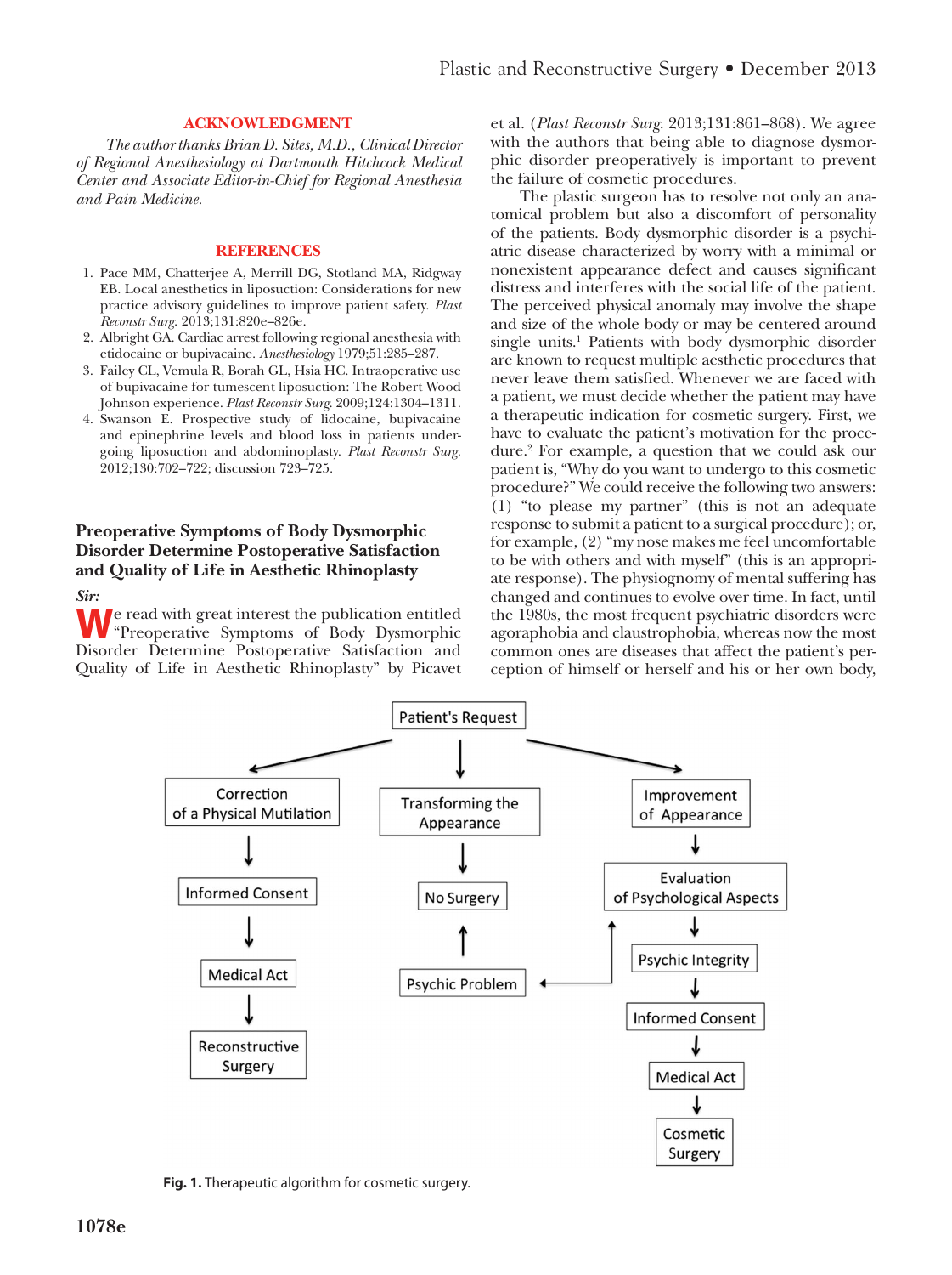## ACKNOWLEDGMENT

*The author thanks Brian D. Sites, M.D., Clinical Director of Regional Anesthesiology at Dartmouth Hitchcock Medical Center and Associate Editor-in-Chief for Regional Anesthesia and Pain Medicine.*

## REFERENCES

1. Pace MM, Chatterjee A, Merrill DG, Stotland MA, Ridgway EB. Local anesthetics in liposuction: Considerations for new practice advisory guidelines to improve patient safety. *Plast Reconstr Surg.* 2013;131:820e–826e.
2. Albright GA. Cardiac arrest following regional anesthesia with etidocaine or bupivacaine. *Anesthesiology* 1979;51:285–287.
3. Failey CL, Vemula R, Borah GL, Hsia HC. Intraoperative use of bupivacaine for tumescent liposuction: The Robert Wood Johnson experience. *Plast Reconstr Surg.* 2009;124:1304–1311.
4. Swanson E. Prospective study of lidocaine, bupivacaine and epinephrine levels and blood loss in patients undergoing liposuction and abdominoplasty. *Plast Reconstr Surg.* 2012;130:702–722; discussion 723–725.

## Preoperative Symptoms of Body Dysmorphic Disorder Determine Postoperative Satisfaction and Quality of Life in Aesthetic Rhinoplasty

*Sir:*

We read with great interest the publication entitled "Preoperative Symptoms of Body Dysmorphic Disorder Determine Postoperative Satisfaction and Quality of Life in Aesthetic Rhinoplasty" by Picavet et al. (*Plast Reconstr Surg.* 2013;131:861–868). We agree with the authors that being able to diagnose dysmorphic disorder preoperatively is important to prevent the failure of cosmetic procedures.

The plastic surgeon has to resolve not only an anatomical problem but also a discomfort of personality of the patients. Body dysmorphic disorder is a psychiatric disease characterized by worry with a minimal or nonexistent appearance defect and causes significant distress and interferes with the social life of the patient. The perceived physical anomaly may involve the shape and size of the whole body or may be centered around single units.[1] Patients with body dysmorphic disorder are known to request multiple aesthetic procedures that never leave them satisfied. Whenever we are faced with a patient, we must decide whether the patient may have a therapeutic indication for cosmetic surgery. First, we have to evaluate the patient's motivation for the procedure.[2] For example, a question that we could ask our patient is, "Why do you want to undergo to this cosmetic procedure?" We could receive the following two answers: (1) "to please my partner" (this is not an adequate response to submit a patient to a surgical procedure); or, for example, (2) "my nose makes me feel uncomfortable to be with others and with myself" (this is an appropriate response). The physiognomy of mental suffering has changed and continues to evolve over time. In fact, until the 1980s, the most frequent psychiatric disorders were agoraphobia and claustrophobia, whereas now the most common ones are diseases that affect the patient's perception of himself or herself and his or her own body,

Patient's Request → Correction of a Physical Mutilation → Informed Consent → Medical Act → Reconstructive Surgery

Patient's Request → Transforming the Appearance → No Surgery

Patient's Request → Improvement of Appearance → Evaluation of Psychological Aspects → Psychic Integrity → Informed Consent → Medical Act → Cosmetic Surgery

Evaluation of Psychological Aspects → Psychic Problem → No Surgery

**Fig. 1.** Therapeutic algorithm for cosmetic surgery.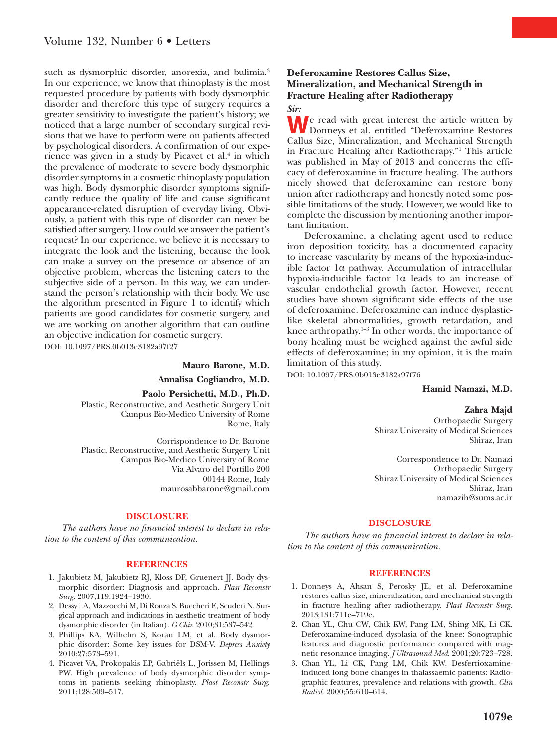such as dysmorphic disorder, anorexia, and bulimia.[3] In our experience, we know that rhinoplasty is the most requested procedure by patients with body dysmorphic disorder and therefore this type of surgery requires a greater sensitivity to investigate the patient's history; we noticed that a large number of secondary surgical revisions that we have to perform were on patients affected by psychological disorders. A confirmation of our experience was given in a study by Picavet et al.[4] in which the prevalence of moderate to severe body dysmorphic disorder symptoms in a cosmetic rhinoplasty population was high. Body dysmorphic disorder symptoms significantly reduce the quality of life and cause significant appearance-related disruption of everyday living. Obviously, a patient with this type of disorder can never be satisfied after surgery. How could we answer the patient's request? In our experience, we believe it is necessary to integrate the look and the listening, because the look can make a survey on the presence or absence of an objective problem, whereas the listening caters to the subjective side of a person. In this way, we can understand the person's relationship with their body. We use the algorithm presented in Figure 1 to identify which patients are good candidates for cosmetic surgery, and we are working on another algorithm that can outline an objective indication for cosmetic surgery.

DOI: 10.1097/PRS.0b013e3182a97f27

**Mauro Barone, M.D.**

**Annalisa Cogliandro, M.D.**

**Paolo Persichetti, M.D., Ph.D.**
Plastic, Reconstructive, and Aesthetic Surgery Unit
Campus Bio-Medico University of Rome
Rome, Italy

Corrispondence to Dr. Barone
Plastic, Reconstructive, and Aesthetic Surgery Unit
Campus Bio-Medico University of Rome
Via Alvaro del Portillo 200
00144 Rome, Italy
maurosabbarone@gmail.com

### DISCLOSURE

*The authors have no financial interest to declare in relation to the content of this communication.*

### REFERENCES

1. Jakubietz M, Jakubietz RJ, Kloss DF, Gruenert JJ. Body dysmorphic disorder: Diagnosis and approach. *Plast Reconstr Surg.* 2007;119:1924–1930.
2. Dessy LA, Mazzocchi M, Di Ronza S, Buccheri E, Scuderi N. Surgical approach and indications in aesthetic treatment of body dysmorphic disorder (in Italian). *G Chir.* 2010;31:537–542.
3. Phillips KA, Wilhelm S, Koran LM, et al. Body dysmorphic disorder: Some key issues for DSM-V. *Depress Anxiety* 2010;27:573–591.
4. Picavet VA, Prokopakis EP, Gabriëls L, Jorissen M, Hellings PW. High prevalence of body dysmorphic disorder symptoms in patients seeking rhinoplasty. *Plast Reconstr Surg.* 2011;128:509–517.

## Deferoxamine Restores Callus Size, Mineralization, and Mechanical Strength in Fracture Healing after Radiotherapy

***Sir:***

We read with great interest the article written by Donneys et al. entitled "Deferoxamine Restores Callus Size, Mineralization, and Mechanical Strength in Fracture Healing after Radiotherapy."[1] This article was published in May of 2013 and concerns the efficacy of deferoxamine in fracture healing. The authors nicely showed that deferoxamine can restore bony union after radiotherapy and honestly noted some possible limitations of the study. However, we would like to complete the discussion by mentioning another important limitation.

Deferoxamine, a chelating agent used to reduce iron deposition toxicity, has a documented capacity to increase vascularity by means of the hypoxia-inducible factor 1α pathway. Accumulation of intracellular hypoxia-inducible factor 1α leads to an increase of vascular endothelial growth factor. However, recent studies have shown significant side effects of the use of deferoxamine. Deferoxamine can induce dysplastic-like skeletal abnormalities, growth retardation, and knee arthropathy.[1–3] In other words, the importance of bony healing must be weighed against the awful side effects of deferoxamine; in my opinion, it is the main limitation of this study.

DOI: 10.1097/PRS.0b013e3182a97f76

**Hamid Namazi, M.D.**

**Zahra Majd**
Orthopaedic Surgery
Shiraz University of Medical Sciences
Shiraz, Iran

Correspondence to Dr. Namazi
Orthopaedic Surgery
Shiraz University of Medical Sciences
Shiraz, Iran
namazih@sums.ac.ir

### DISCLOSURE

*The authors have no financial interest to declare in relation to the content of this communication.*

### REFERENCES

1. Donneys A, Ahsan S, Perosky JE, et al. Deferoxamine restores callus size, mineralization, and mechanical strength in fracture healing after radiotherapy. *Plast Reconstr Surg.* 2013;131:711e–719e.
2. Chan YL, Chu CW, Chik KW, Pang LM, Shing MK, Li CK. Deferoxamine-induced dysplasia of the knee: Sonographic features and diagnostic performance compared with magnetic resonance imaging. *J Ultrasound Med.* 2001;20:723–728.
3. Chan YL, Li CK, Pang LM, Chik KW. Desferrioxamine-induced long bone changes in thalassaemic patients: Radiographic features, prevalence and relations with growth. *Clin Radiol.* 2000;55:610–614.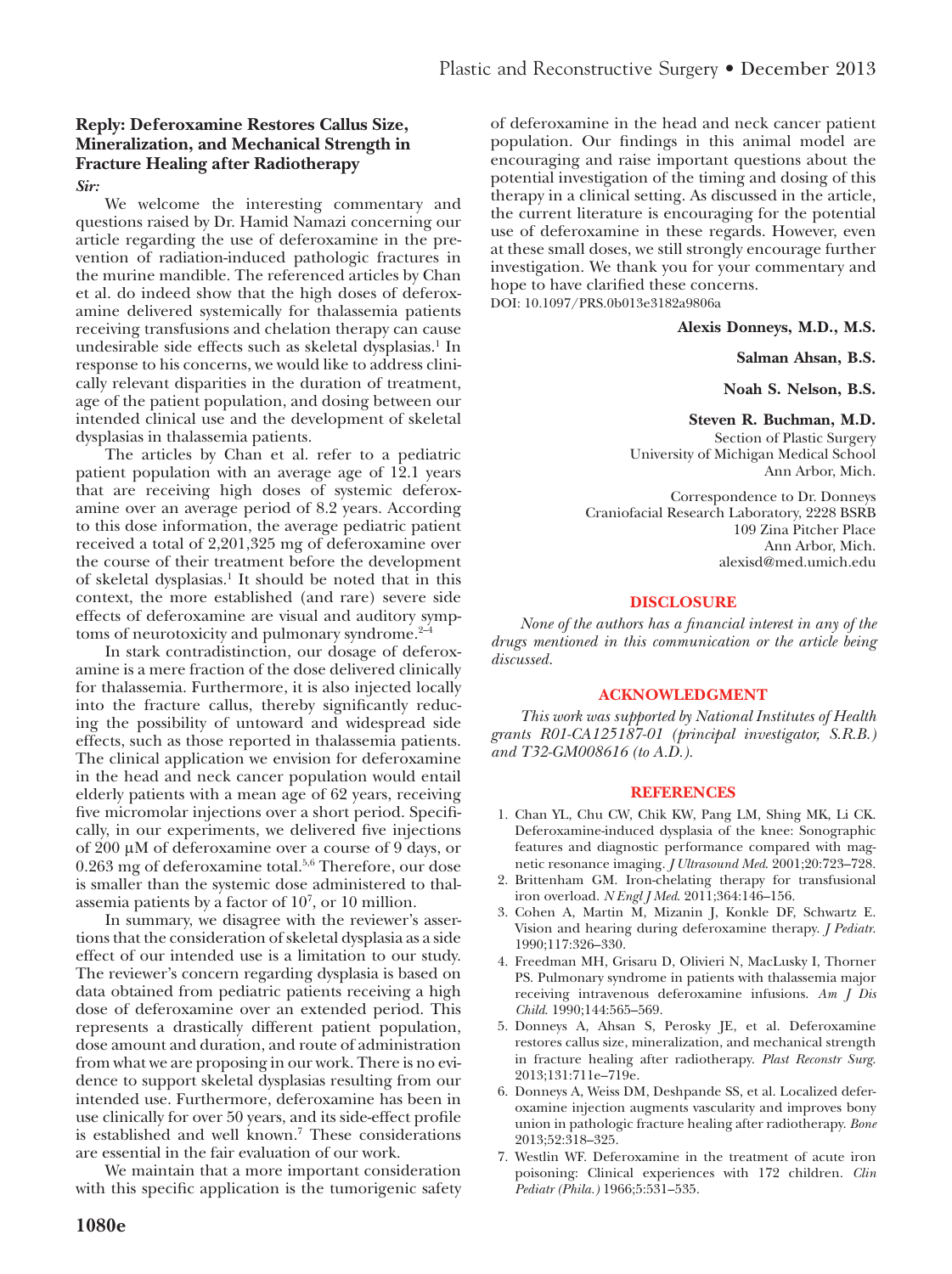## Reply: Deferoxamine Restores Callus Size, Mineralization, and Mechanical Strength in Fracture Healing after Radiotherapy

***Sir:***

We welcome the interesting commentary and questions raised by Dr. Hamid Namazi concerning our article regarding the use of deferoxamine in the prevention of radiation-induced pathologic fractures in the murine mandible. The referenced articles by Chan et al. do indeed show that the high doses of deferoxamine delivered systemically for thalassemia patients receiving transfusions and chelation therapy can cause undesirable side effects such as skeletal dysplasias.[1] In response to his concerns, we would like to address clinically relevant disparities in the duration of treatment, age of the patient population, and dosing between our intended clinical use and the development of skeletal dysplasias in thalassemia patients.

The articles by Chan et al. refer to a pediatric patient population with an average age of 12.1 years that are receiving high doses of systemic deferoxamine over an average period of 8.2 years. According to this dose information, the average pediatric patient received a total of 2,201,325 mg of deferoxamine over the course of their treatment before the development of skeletal dysplasias.[1] It should be noted that in this context, the more established (and rare) severe side effects of deferoxamine are visual and auditory symptoms of neurotoxicity and pulmonary syndrome.[2–4]

In stark contradistinction, our dosage of deferoxamine is a mere fraction of the dose delivered clinically for thalassemia. Furthermore, it is also injected locally into the fracture callus, thereby significantly reducing the possibility of untoward and widespread side effects, such as those reported in thalassemia patients. The clinical application we envision for deferoxamine in the head and neck cancer population would entail elderly patients with a mean age of 62 years, receiving five micromolar injections over a short period. Specifically, in our experiments, we delivered five injections of 200 μM of deferoxamine over a course of 9 days, or 0.263 mg of deferoxamine total.[5,6] Therefore, our dose is smaller than the systemic dose administered to thalassemia patients by a factor of $10^7$, or 10 million.

In summary, we disagree with the reviewer's assertions that the consideration of skeletal dysplasia as a side effect of our intended use is a limitation to our study. The reviewer's concern regarding dysplasia is based on data obtained from pediatric patients receiving a high dose of deferoxamine over an extended period. This represents a drastically different patient population, dose amount and duration, and route of administration from what we are proposing in our work. There is no evidence to support skeletal dysplasias resulting from our intended use. Furthermore, deferoxamine has been in use clinically for over 50 years, and its side-effect profile is established and well known.[7] These considerations are essential in the fair evaluation of our work.

We maintain that a more important consideration with this specific application is the tumorigenic safety of deferoxamine in the head and neck cancer patient population. Our findings in this animal model are encouraging and raise important questions about the potential investigation of the timing and dosing of this therapy in a clinical setting. As discussed in the article, the current literature is encouraging for the potential use of deferoxamine in these regards. However, even at these small doses, we still strongly encourage further investigation. We thank you for your commentary and hope to have clarified these concerns.

DOI: 10.1097/PRS.0b013e3182a9806a

**Alexis Donneys, M.D., M.S.**

**Salman Ahsan, B.S.**

**Noah S. Nelson, B.S.**

**Steven R. Buchman, M.D.**
Section of Plastic Surgery
University of Michigan Medical School
Ann Arbor, Mich.

Correspondence to Dr. Donneys
Craniofacial Research Laboratory, 2228 BSRB
109 Zina Pitcher Place
Ann Arbor, Mich.
alexisd@med.umich.edu

### DISCLOSURE

*None of the authors has a financial interest in any of the drugs mentioned in this communication or the article being discussed.*

### ACKNOWLEDGMENT

*This work was supported by National Institutes of Health grants R01-CA125187-01 (principal investigator, S.R.B.) and T32-GM008616 (to A.D.).*

### REFERENCES

1. Chan YL, Chu CW, Chik KW, Pang LM, Shing MK, Li CK. Deferoxamine-induced dysplasia of the knee: Sonographic features and diagnostic performance compared with magnetic resonance imaging. *J Ultrasound Med.* 2001;20:723–728.
2. Brittenham GM. Iron-chelating therapy for transfusional iron overload. *N Engl J Med.* 2011;364:146–156.
3. Cohen A, Martin M, Mizanin J, Konkle DF, Schwartz E. Vision and hearing during deferoxamine therapy. *J Pediatr.* 1990;117:326–330.
4. Freedman MH, Grisaru D, Olivieri N, MacLusky I, Thorner PS. Pulmonary syndrome in patients with thalassemia major receiving intravenous deferoxamine infusions. *Am J Dis Child.* 1990;144:565–569.
5. Donneys A, Ahsan S, Perosky JE, et al. Deferoxamine restores callus size, mineralization, and mechanical strength in fracture healing after radiotherapy. *Plast Reconstr Surg.* 2013;131:711e–719e.
6. Donneys A, Weiss DM, Deshpande SS, et al. Localized deferoxamine injection augments vascularity and improves bony union in pathologic fracture healing after radiotherapy. *Bone* 2013;52:318–325.
7. Westlin WF. Deferoxamine in the treatment of acute iron poisoning: Clinical experiences with 172 children. *Clin Pediatr (Phila.)* 1966;5:531–535.